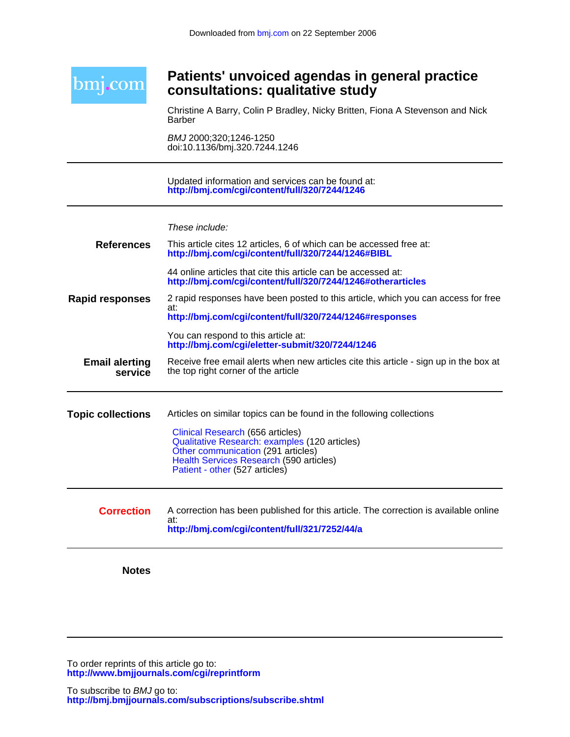Downloaded from bmj.com on 22 September 2006

# Patients' unvoiced agendas in general practice consultations: qualitative study

Christine A Barry, Colin P Bradley, Nicky Britten, Fiona A Stevenson and Nick Barber

*BMJ* 2000;320;1246-1250
doi:10.1136/bmj.320.7244.1246

Updated information and services can be found at:
**http://bmj.com/cgi/content/full/320/7244/1246**

*These include:*

**References**

This article cites 12 articles, 6 of which can be accessed free at:
**http://bmj.com/cgi/content/full/320/7244/1246#BIBL**

44 online articles that cite this article can be accessed at:
**http://bmj.com/cgi/content/full/320/7244/1246#otherarticles**

**Rapid responses**

2 rapid responses have been posted to this article, which you can access for free at:
**http://bmj.com/cgi/content/full/320/7244/1246#responses**

You can respond to this article at:
**http://bmj.com/cgi/eletter-submit/320/7244/1246**

**Email alerting service**

Receive free email alerts when new articles cite this article - sign up in the box at the top right corner of the article

**Topic collections**

Articles on similar topics can be found in the following collections

- Clinical Research (656 articles)
- Qualitative Research: examples (120 articles)
- Other communication (291 articles)
- Health Services Research (590 articles)
- Patient - other (527 articles)

**Correction**

A correction has been published for this article. The correction is available online at:
**http://bmj.com/cgi/content/full/321/7252/44/a**

**Notes**

To order reprints of this article go to:
**http://www.bmjjournals.com/cgi/reprintform**

To subscribe to *BMJ* go to:
**http://bmj.bmjjournals.com/subscriptions/subscribe.shtml**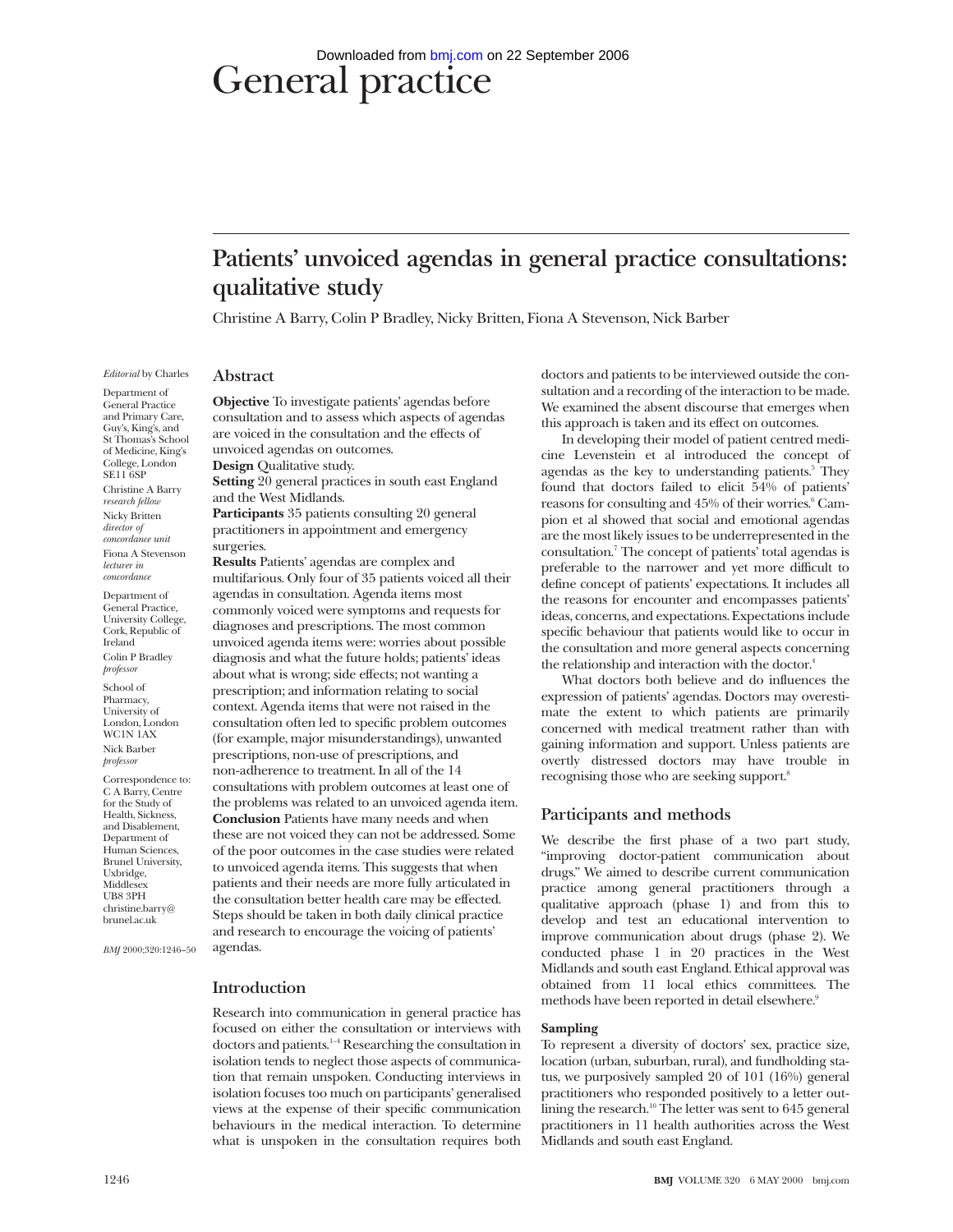# General practice

# Patients' unvoiced agendas in general practice consultations: qualitative study

Christine A Barry, Colin P Bradley, Nicky Britten, Fiona A Stevenson, Nick Barber

*Editorial* by Charles

Department of General Practice and Primary Care, Guy's, King's, and St Thomas's School of Medicine, King's College, London SE11 6SP
Christine A Barry *research fellow*
Nicky Britten *director of concordance unit*
Fiona A Stevenson *lecturer in concordance*

Department of General Practice, University College, Cork, Republic of Ireland
Colin P Bradley *professor*

School of Pharmacy, University of London, London WC1N 1AX
Nick Barber *professor*

Correspondence to: C A Barry, Centre for the Study of Health, Sickness, and Disablement, Department of Human Sciences, Brunel University, Uxbridge, Middlesex UB8 3PH christine.barry@brunel.ac.uk

*BMJ* 2000;320:1246–50

## Abstract

**Objective** To investigate patients' agendas before consultation and to assess which aspects of agendas are voiced in the consultation and the effects of unvoiced agendas on outcomes.
**Design** Qualitative study.
**Setting** 20 general practices in south east England and the West Midlands.
**Participants** 35 patients consulting 20 general practitioners in appointment and emergency surgeries.
**Results** Patients' agendas are complex and multifarious. Only four of 35 patients voiced all their agendas in consultation. Agenda items most commonly voiced were symptoms and requests for diagnoses and prescriptions. The most common unvoiced agenda items were: worries about possible diagnosis and what the future holds; patients' ideas about what is wrong; side effects; not wanting a prescription; and information relating to social context. Agenda items that were not raised in the consultation often led to specific problem outcomes (for example, major misunderstandings), unwanted prescriptions, non-use of prescriptions, and non-adherence to treatment. In all of the 14 consultations with problem outcomes at least one of the problems was related to an unvoiced agenda item.
**Conclusion** Patients have many needs and when these are not voiced they can not be addressed. Some of the poor outcomes in the case studies were related to unvoiced agenda items. This suggests that when patients and their needs are more fully articulated in the consultation better health care may be effected. Steps should be taken in both daily clinical practice and research to encourage the voicing of patients' agendas.

## Introduction

Research into communication in general practice has focused on either the consultation or interviews with doctors and patients.[1–4] Researching the consultation in isolation tends to neglect those aspects of communication that remain unspoken. Conducting interviews in isolation focuses too much on participants' generalised views at the expense of their specific communication behaviours in the medical interaction. To determine what is unspoken in the consultation requires both doctors and patients to be interviewed outside the consultation and a recording of the interaction to be made. We examined the absent discourse that emerges when this approach is taken and its effect on outcomes.

In developing their model of patient centred medicine Levenstein et al introduced the concept of agendas as the key to understanding patients.[5] They found that doctors failed to elicit 54% of patients' reasons for consulting and 45% of their worries.[6] Campion et al showed that social and emotional agendas are the most likely issues to be underrepresented in the consultation.[7] The concept of patients' total agendas is preferable to the narrower and yet more difficult to define concept of patients' expectations. It includes all the reasons for encounter and encompasses patients' ideas, concerns, and expectations. Expectations include specific behaviour that patients would like to occur in the consultation and more general aspects concerning the relationship and interaction with the doctor.[4]

What doctors both believe and do influences the expression of patients' agendas. Doctors may overestimate the extent to which patients are primarily concerned with medical treatment rather than with gaining information and support. Unless patients are overtly distressed doctors may have trouble in recognising those who are seeking support.[8]

## Participants and methods

We describe the first phase of a two part study, "improving doctor-patient communication about drugs." We aimed to describe current communication practice among general practitioners through a qualitative approach (phase 1) and from this to develop and test an educational intervention to improve communication about drugs (phase 2). We conducted phase 1 in 20 practices in the West Midlands and south east England. Ethical approval was obtained from 11 local ethics committees. The methods have been reported in detail elsewhere.[9]

### Sampling

To represent a diversity of doctors' sex, practice size, location (urban, suburban, rural), and fundholding status, we purposively sampled 20 of 101 (16%) general practitioners who responded positively to a letter outlining the research.[10] The letter was sent to 645 general practitioners in 11 health authorities across the West Midlands and south east England.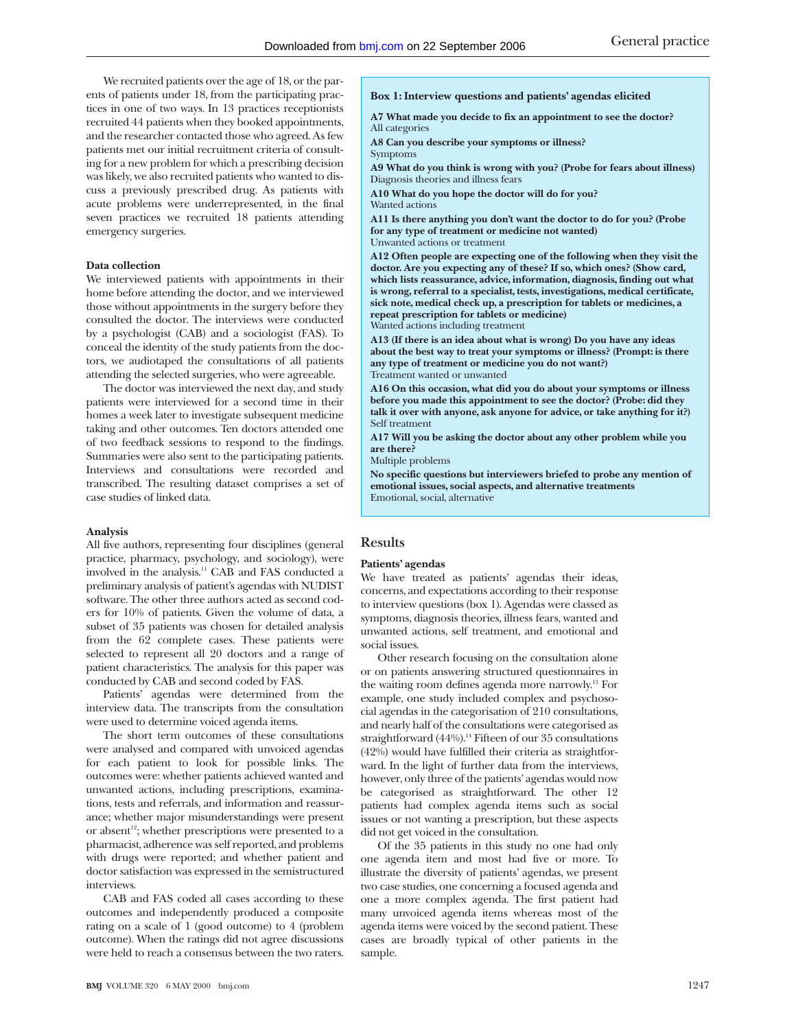We recruited patients over the age of 18, or the parents of patients under 18, from the participating practices in one of two ways. In 13 practices receptionists recruited 44 patients when they booked appointments, and the researcher contacted those who agreed. As few patients met our initial recruitment criteria of consulting for a new problem for which a prescribing decision was likely, we also recruited patients who wanted to discuss a previously prescribed drug. As patients with acute problems were underrepresented, in the final seven practices we recruited 18 patients attending emergency surgeries.

### Data collection

We interviewed patients with appointments in their home before attending the doctor, and we interviewed those without appointments in the surgery before they consulted the doctor. The interviews were conducted by a psychologist (CAB) and a sociologist (FAS). To conceal the identity of the study patients from the doctors, we audiotaped the consultations of all patients attending the selected surgeries, who were agreeable.

The doctor was interviewed the next day, and study patients were interviewed for a second time in their homes a week later to investigate subsequent medicine taking and other outcomes. Ten doctors attended one of two feedback sessions to respond to the findings. Summaries were also sent to the participating patients. Interviews and consultations were recorded and transcribed. The resulting dataset comprises a set of case studies of linked data.

### Analysis

All five authors, representing four disciplines (general practice, pharmacy, psychology, and sociology), were involved in the analysis.[11] CAB and FAS conducted a preliminary analysis of patient's agendas with NUDIST software. The other three authors acted as second coders for 10% of patients. Given the volume of data, a subset of 35 patients was chosen for detailed analysis from the 62 complete cases. These patients were selected to represent all 20 doctors and a range of patient characteristics. The analysis for this paper was conducted by CAB and second coded by FAS.

Patients' agendas were determined from the interview data. The transcripts from the consultation were used to determine voiced agenda items.

The short term outcomes of these consultations were analysed and compared with unvoiced agendas for each patient to look for possible links. The outcomes were: whether patients achieved wanted and unwanted actions, including prescriptions, examinations, tests and referrals, and information and reassurance; whether major misunderstandings were present or absent[12]; whether prescriptions were presented to a pharmacist, adherence was self reported, and problems with drugs were reported; and whether patient and doctor satisfaction was expressed in the semistructured interviews.

CAB and FAS coded all cases according to these outcomes and independently produced a composite rating on a scale of 1 (good outcome) to 4 (problem outcome). When the ratings did not agree discussions were held to reach a consensus between the two raters.

> **Box 1: Interview questions and patients' agendas elicited**
>
> **A7 What made you decide to fix an appointment to see the doctor?**
> All categories
>
> **A8 Can you describe your symptoms or illness?**
> Symptoms
>
> **A9 What do you think is wrong with you? (Probe for fears about illness)**
> Diagnosis theories and illness fears
>
> **A10 What do you hope the doctor will do for you?**
> Wanted actions
>
> **A11 Is there anything you don't want the doctor to do for you? (Probe for any type of treatment or medicine not wanted)**
> Unwanted actions or treatment
>
> **A12 Often people are expecting one of the following when they visit the doctor. Are you expecting any of these? If so, which ones? (Show card, which lists reassurance, advice, information, diagnosis, finding out what is wrong, referral to a specialist, tests, investigations, medical certificate, sick note, medical check up, a prescription for tablets or medicines, a repeat prescription for tablets or medicine)**
> Wanted actions including treatment
>
> **A13 (If there is an idea about what is wrong) Do you have any ideas about the best way to treat your symptoms or illness? (Prompt: is there any type of treatment or medicine you do not want?)**
> Treatment wanted or unwanted
>
> **A16 On this occasion, what did you do about your symptoms or illness before you made this appointment to see the doctor? (Probe: did they talk it over with anyone, ask anyone for advice, or take anything for it?)**
> Self treatment
>
> **A17 Will you be asking the doctor about any other problem while you are there?**
> Multiple problems
>
> **No specific questions but interviewers briefed to probe any mention of emotional issues, social aspects, and alternative treatments**
> Emotional, social, alternative

## Results

### Patients' agendas

We have treated as patients' agendas their ideas, concerns, and expectations according to their response to interview questions (box 1). Agendas were classed as symptoms, diagnosis theories, illness fears, wanted and unwanted actions, self treatment, and emotional and social issues.

Other research focusing on the consultation alone or on patients answering structured questionnaires in the waiting room defines agenda more narrowly.[13] For example, one study included complex and psychosocial agendas in the categorisation of 210 consultations, and nearly half of the consultations were categorised as straightforward (44%).[14] Fifteen of our 35 consultations (42%) would have fulfilled their criteria as straightforward. In the light of further data from the interviews, however, only three of the patients' agendas would now be categorised as straightforward. The other 12 patients had complex agenda items such as social issues or not wanting a prescription, but these aspects did not get voiced in the consultation.

Of the 35 patients in this study no one had only one agenda item and most had five or more. To illustrate the diversity of patients' agendas, we present two case studies, one concerning a focused agenda and one a more complex agenda. The first patient had many unvoiced agenda items whereas most of the agenda items were voiced by the second patient. These cases are broadly typical of other patients in the sample.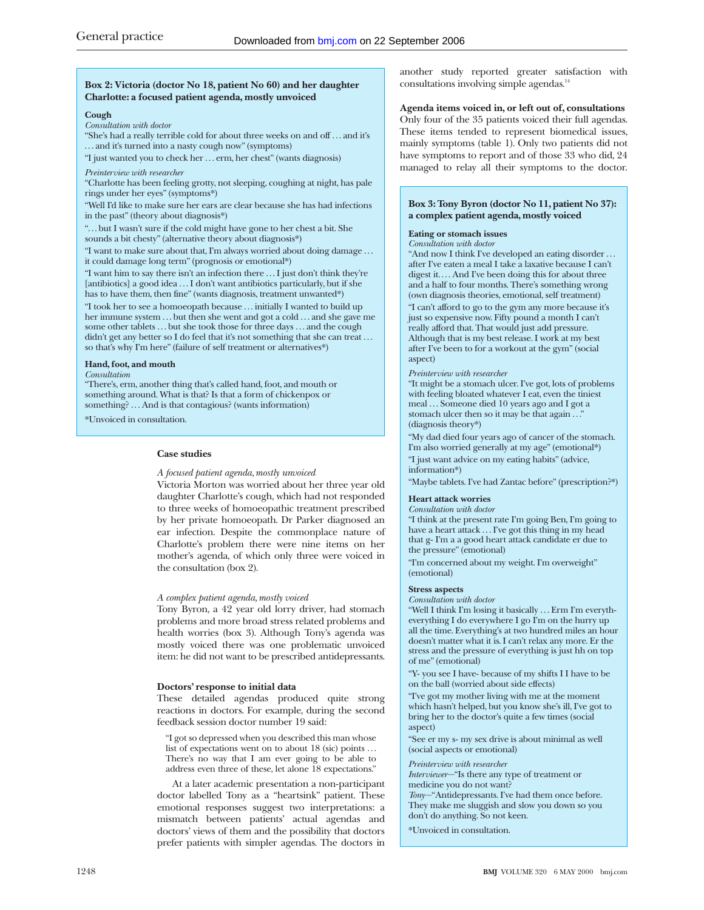**Box 2: Victoria (doctor No 18, patient No 60) and her daughter Charlotte: a focused patient agenda, mostly unvoiced**

**Cough**

*Consultation with doctor*

"She's had a really terrible cold for about three weeks on and off . . . and it's . . . and it's turned into a nasty cough now" (symptoms)

"I just wanted you to check her . . . erm, her chest" (wants diagnosis)

*Preinterview with researcher*

"Charlotte has been feeling grotty, not sleeping, coughing at night, has pale rings under her eyes" (symptoms*)

"Well I'd like to make sure her ears are clear because she has had infections in the past" (theory about diagnosis*)

". . . but I wasn't sure if the cold might have gone to her chest a bit. She sounds a bit chesty" (alternative theory about diagnosis*)

"I want to make sure about that, I'm always worried about doing damage . . . it could damage long term" (prognosis or emotional*)

"I want him to say there isn't an infection there . . . I just don't think they're [antibiotics] a good idea . . . I don't want antibiotics particularly, but if she has to have them, then fine" (wants diagnosis, treatment unwanted*)

"I took her to see a homoeopath because . . . initially I wanted to build up her immune system . . . but then she went and got a cold . . . and she gave me some other tablets . . . but she took those for three days . . . and the cough didn't get any better so I do feel that it's not something that she can treat . . . so that's why I'm here" (failure of self treatment or alternatives*)

**Hand, foot, and mouth**

*Consultation*

"There's, erm, another thing that's called hand, foot, and mouth or something around. What is that? Is that a form of chickenpox or something? . . . And is that contagious? (wants information)

*Unvoiced in consultation.

### Case studies

*A focused patient agenda, mostly unvoiced*

Victoria Morton was worried about her three year old daughter Charlotte's cough, which had not responded to three weeks of homoeopathic treatment prescribed by her private homoeopath. Dr Parker diagnosed an ear infection. Despite the commonplace nature of Charlotte's problem there were nine items on her mother's agenda, of which only three were voiced in the consultation (box 2).

*A complex patient agenda, mostly voiced*

Tony Byron, a 42 year old lorry driver, had stomach problems and more broad stress related problems and health worries (box 3). Although Tony's agenda was mostly voiced there was one problematic unvoiced item: he did not want to be prescribed antidepressants.

### Doctors' response to initial data

These detailed agendas produced quite strong reactions in doctors. For example, during the second feedback session doctor number 19 said:

> "I got so depressed when you described this man whose list of expectations went on to about 18 (sic) points . . . There's no way that I am ever going to be able to address even three of these, let alone 18 expectations."

At a later academic presentation a non-participant doctor labelled Tony as a "heartsink" patient. These emotional responses suggest two interpretations: a mismatch between patients' actual agendas and doctors' views of them and the possibility that doctors prefer patients with simpler agendas. The doctors in another study reported greater satisfaction with consultations involving simple agendas.[14]

### Agenda items voiced in, or left out of, consultations

Only four of the 35 patients voiced their full agendas. These items tended to represent biomedical issues, mainly symptoms (table 1). Only two patients did not have symptoms to report and of those 33 who did, 24 managed to relay all their symptoms to the doctor.

**Box 3: Tony Byron (doctor No 11, patient No 37): a complex patient agenda, mostly voiced**

**Eating or stomach issues**

*Consultation with doctor*

"And now I think I've developed an eating disorder . . . after I've eaten a meal I take a laxative because I can't digest it. . . . And I've been doing this for about three and a half to four months. There's something wrong (own diagnosis theories, emotional, self treatment)

"I can't afford to go to the gym any more because it's just so expensive now. Fifty pound a month I can't really afford that. That would just add pressure. Although that is my best release. I work at my best after I've been to for a workout at the gym" (social aspect)

*Preinterview with researcher*

"It might be a stomach ulcer. I've got, lots of problems with feeling bloated whatever I eat, even the tiniest meal . . . Someone died 10 years ago and I got a stomach ulcer then so it may be that again . . ." (diagnosis theory*)

"My dad died four years ago of cancer of the stomach. I'm also worried generally at my age" (emotional*)

"I just want advice on my eating habits" (advice, information*)

"Maybe tablets. I've had Zantac before" (prescription?*)

**Heart attack worries**

*Consultation with doctor*

"I think at the present rate I'm going Ben, I'm going to have a heart attack . . . I've got this thing in my head that g- I'm a a good heart attack candidate er due to the pressure" (emotional)

"I'm concerned about my weight. I'm overweight" (emotional)

**Stress aspects**

*Consultation with doctor*

"Well I think I'm losing it basically . . . Erm I'm everyth- everything I do everywhere I go I'm on the hurry up all the time. Everything's at two hundred miles an hour doesn't matter what it is. I can't relax any more. Er the stress and the pressure of everything is just hh on top of me" (emotional)

"Y- you see I have- because of my shifts I I have to be on the ball (worried about side effects)

"I've got my mother living with me at the moment which hasn't helped, but you know she's ill, I've got to bring her to the doctor's quite a few times (social aspect)

"See er my s- my sex drive is about minimal as well (social aspects or emotional)

*Preinterview with researcher*

*Interviewer*—"Is there any type of treatment or medicine you do not want?

*Tony*—"Antidepressants. I've had them once before. They make me sluggish and slow you down so you don't do anything. So not keen.

*Unvoiced in consultation.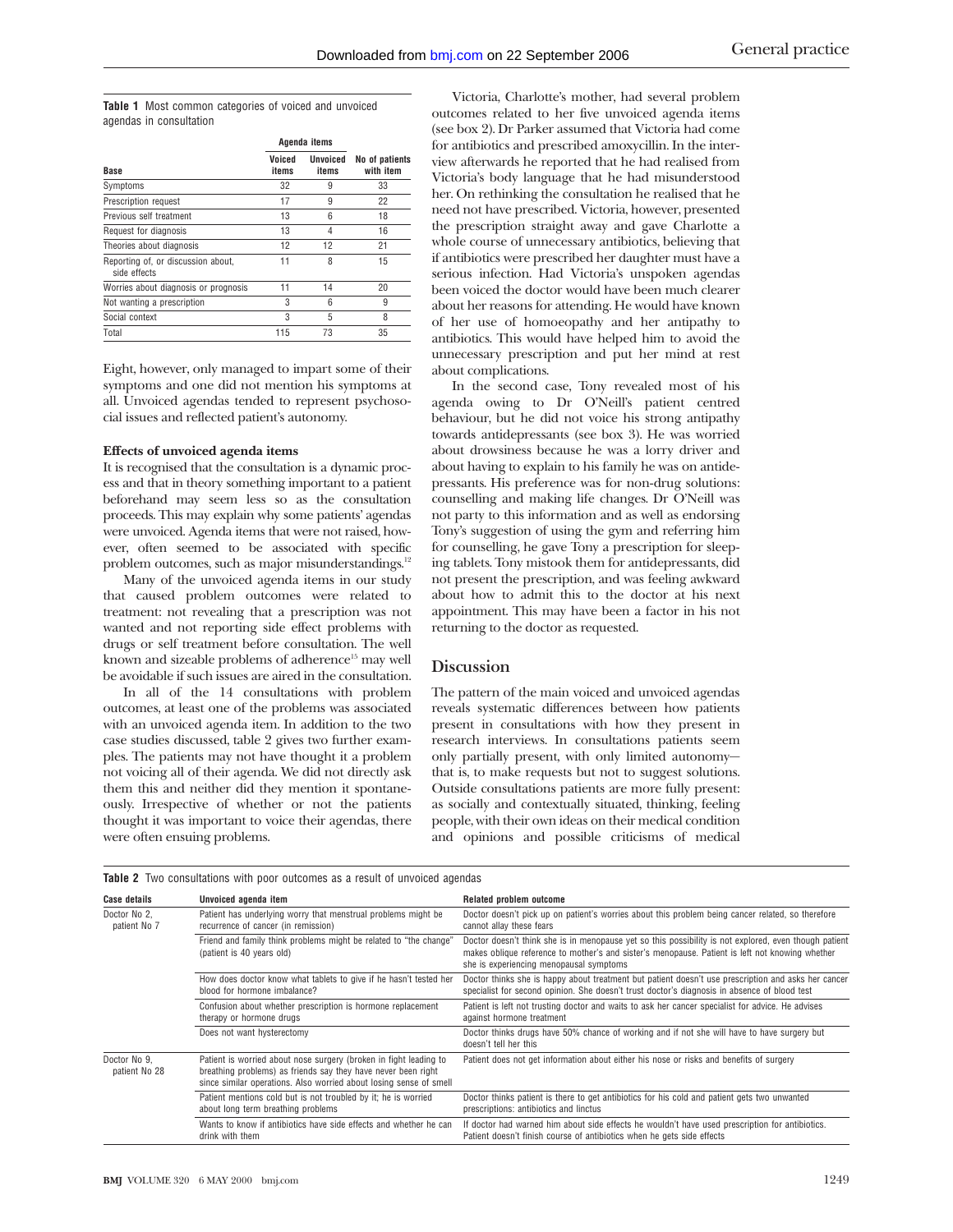**Table 1** Most common categories of voiced and unvoiced agendas in consultation

| Base | Agenda items | | |
|---|---|---|---|
| | Voiced items | Unvoiced items | No of patients with item |
| Symptoms | 32 | 9 | 33 |
| Prescription request | 17 | 9 | 22 |
| Previous self treatment | 13 | 6 | 18 |
| Request for diagnosis | 13 | 4 | 16 |
| Theories about diagnosis | 12 | 12 | 21 |
| Reporting of, or discussion about, side effects | 11 | 8 | 15 |
| Worries about diagnosis or prognosis | 11 | 14 | 20 |
| Not wanting a prescription | 3 | 6 | 9 |
| Social context | 3 | 5 | 8 |
| Total | 115 | 73 | 35 |

Eight, however, only managed to impart some of their symptoms and one did not mention his symptoms at all. Unvoiced agendas tended to represent psychosocial issues and reflected patient's autonomy.

**Effects of unvoiced agenda items**

It is recognised that the consultation is a dynamic process and that in theory something important to a patient beforehand may seem less so as the consultation proceeds. This may explain why some patients' agendas were unvoiced. Agenda items that were not raised, however, often seemed to be associated with specific problem outcomes, such as major misunderstandings.[12]

Many of the unvoiced agenda items in our study that caused problem outcomes were related to treatment: not revealing that a prescription was not wanted and not reporting side effect problems with drugs or self treatment before consultation. The well known and sizeable problems of adherence[13] may well be avoidable if such issues are aired in the consultation.

In all of the 14 consultations with problem outcomes, at least one of the problems was associated with an unvoiced agenda item. In addition to the two case studies discussed, table 2 gives two further examples. The patients may not have thought it a problem not voicing all of their agenda. We did not directly ask them this and neither did they mention it spontaneously. Irrespective of whether or not the patients thought it was important to voice their agendas, there were often ensuing problems.

Victoria, Charlotte's mother, had several problem outcomes related to her five unvoiced agenda items (see box 2). Dr Parker assumed that Victoria had come for antibiotics and prescribed amoxycillin. In the interview afterwards he reported that he had realised from Victoria's body language that he had misunderstood her. On rethinking the consultation he realised that he need not have prescribed. Victoria, however, presented the prescription straight away and gave Charlotte a whole course of unnecessary antibiotics, believing that if antibiotics were prescribed her daughter must have a serious infection. Had Victoria's unspoken agendas been voiced the doctor would have been much clearer about her reasons for attending. He would have known of her use of homoeopathy and her antipathy to antibiotics. This would have helped him to avoid the unnecessary prescription and put her mind at rest about complications.

In the second case, Tony revealed most of his agenda owing to Dr O'Neill's patient centred behaviour, but he did not voice his strong antipathy towards antidepressants (see box 3). He was worried about drowsiness because he was a lorry driver and about having to explain to his family he was on antidepressants. His preference was for non-drug solutions: counselling and making life changes. Dr O'Neill was not party to this information and as well as endorsing Tony's suggestion of using the gym and referring him for counselling, he gave Tony a prescription for sleeping tablets. Tony mistook them for antidepressants, did not present the prescription, and was feeling awkward about how to admit this to the doctor at his next appointment. This may have been a factor in his not returning to the doctor as requested.

## Discussion

The pattern of the main voiced and unvoiced agendas reveals systematic differences between how patients present in consultations with how they present in research interviews. In consultations patients seem only partially present, with only limited autonomy—that is, to make requests but not to suggest solutions. Outside consultations patients are more fully present: as socially and contextually situated, thinking, feeling people, with their own ideas on their medical condition and opinions and possible criticisms of medical

**Table 2** Two consultations with poor outcomes as a result of unvoiced agendas

| Case details | Unvoiced agenda item | Related problem outcome |
|---|---|---|
| Doctor No 2, patient No 7 | Patient has underlying worry that menstrual problems might be recurrence of cancer (in remission) | Doctor doesn't pick up on patient's worries about this problem being cancer related, so therefore cannot allay these fears |
| | Friend and family think problems might be related to "the change" (patient is 40 years old) | Doctor doesn't think she is in menopause yet so this possibility is not explored, even though patient makes oblique reference to mother's and sister's menopause. Patient is left not knowing whether she is experiencing menopausal symptoms |
| | How does doctor know what tablets to give if he hasn't tested her blood for hormone imbalance? | Doctor thinks she is happy about treatment but patient doesn't use prescription and asks her cancer specialist for second opinion. She doesn't trust doctor's diagnosis in absence of blood test |
| | Confusion about whether prescription is hormone replacement therapy or hormone drugs | Patient is left not trusting doctor and waits to ask her cancer specialist for advice. He advises against hormone treatment |
| | Does not want hysterectomy | Doctor thinks drugs have 50% chance of working and if not she will have to have surgery but doesn't tell her this |
| Doctor No 9, patient No 28 | Patient is worried about nose surgery (broken in fight leading to breathing problems) as friends say they have never been right since similar operations. Also worried about losing sense of smell | Patient does not get information about either his nose or risks and benefits of surgery |
| | Patient mentions cold but is not troubled by it; he is worried about long term breathing problems | Doctor thinks patient is there to get antibiotics for his cold and patient gets two unwanted prescriptions: antibiotics and linctus |
| | Wants to know if antibiotics have side effects and whether he can drink with them | If doctor had warned him about side effects he wouldn't have used prescription for antibiotics. Patient doesn't finish course of antibiotics when he gets side effects |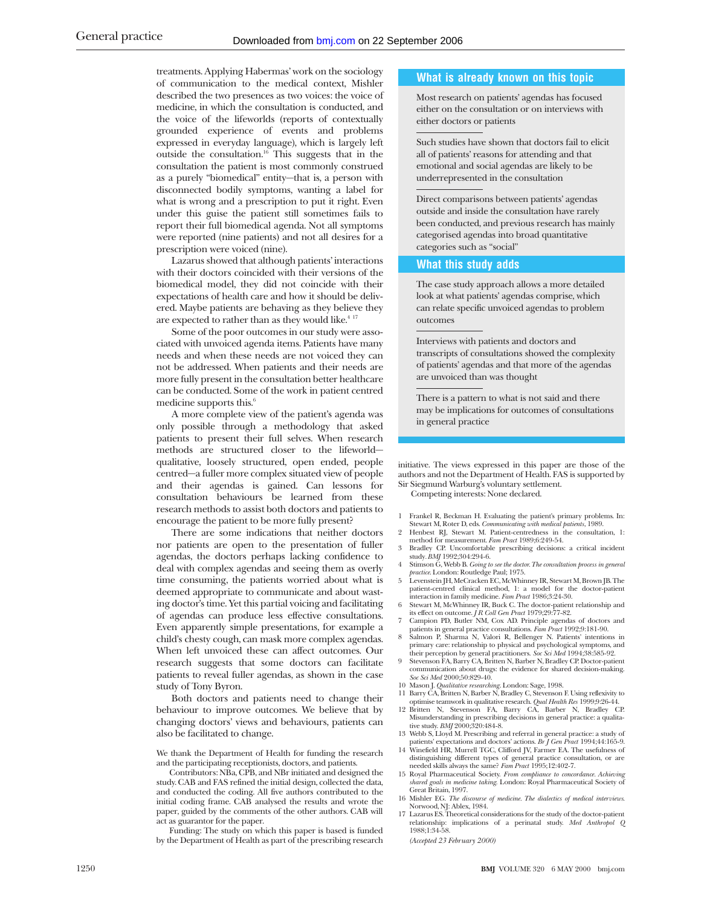treatments. Applying Habermas' work on the sociology of communication to the medical context, Mishler described the two presences as two voices: the voice of medicine, in which the consultation is conducted, and the voice of the lifeworlds (reports of contextually grounded experience of events and problems expressed in everyday language), which is largely left outside the consultation.[16] This suggests that in the consultation the patient is most commonly construed as a purely "biomedical" entity—that is, a person with disconnected bodily symptoms, wanting a label for what is wrong and a prescription to put it right. Even under this guise the patient still sometimes fails to report their full biomedical agenda. Not all symptoms were reported (nine patients) and not all desires for a prescription were voiced (nine).

Lazarus showed that although patients' interactions with their doctors coincided with their versions of the biomedical model, they did not coincide with their expectations of health care and how it should be delivered. Maybe patients are behaving as they believe they are expected to rather than as they would like.[4 17]

Some of the poor outcomes in our study were associated with unvoiced agenda items. Patients have many needs and when these needs are not voiced they can not be addressed. When patients and their needs are more fully present in the consultation better healthcare can be conducted. Some of the work in patient centred medicine supports this.[6]

A more complete view of the patient's agenda was only possible through a methodology that asked patients to present their full selves. When research methods are structured closer to the lifeworld—qualitative, loosely structured, open ended, people centred—a fuller more complex situated view of people and their agendas is gained. Can lessons for consultation behaviours be learned from these research methods to assist both doctors and patients to encourage the patient to be more fully present?

There are some indications that neither doctors nor patients are open to the presentation of fuller agendas, the doctors perhaps lacking confidence to deal with complex agendas and seeing them as overly time consuming, the patients worried about what is deemed appropriate to communicate and about wasting doctor's time. Yet this partial voicing and facilitating of agendas can produce less effective consultations. Even apparently simple presentations, for example a child's chesty cough, can mask more complex agendas. When left unvoiced these can affect outcomes. Our research suggests that some doctors can facilitate patients to reveal fuller agendas, as shown in the case study of Tony Byron.

Both doctors and patients need to change their behaviour to improve outcomes. We believe that by changing doctors' views and behaviours, patients can also be facilitated to change.

We thank the Department of Health for funding the research and the participating receptionists, doctors, and patients.

Contributors: NBa, CPB, and NBr initiated and designed the study. CAB and FAS refined the initial design, collected the data, and conducted the coding. All five authors contributed to the initial coding frame. CAB analysed the results and wrote the paper, guided by the comments of the other authors. CAB will act as guarantor for the paper.

Funding: The study on which this paper is based is funded by the Department of Health as part of the prescribing research initiative. The views expressed in this paper are those of the authors and not the Department of Health. FAS is supported by Sir Siegmund Warburg's voluntary settlement.

Competing interests: None declared.

## What is already known on this topic

Most research on patients' agendas has focused either on the consultation or on interviews with either doctors or patients

Such studies have shown that doctors fail to elicit all of patients' reasons for attending and that emotional and social agendas are likely to be underrepresented in the consultation

Direct comparisons between patients' agendas outside and inside the consultation have rarely been conducted, and previous research has mainly categorised agendas into broad quantitative categories such as "social"

## What this study adds

The case study approach allows a more detailed look at what patients' agendas comprise, which can relate specific unvoiced agendas to problem outcomes

Interviews with patients and doctors and transcripts of consultations showed the complexity of patients' agendas and that more of the agendas are unvoiced than was thought

There is a pattern to what is not said and there may be implications for outcomes of consultations in general practice

1. Frankel R, Beckman H. Evaluating the patient's primary problems. In: Stewart M, Roter D, eds. *Communicating with medical patients*, 1989.
2. Henbest RJ, Stewart M. Patient-centredness in the consultation, 1: method for measurement. *Fam Pract* 1989;6:249-54.
3. Bradley CP. Uncomfortable prescribing decisions: a critical incident study. *BMJ* 1992;304:294-6.
4. Stimson G, Webb B. *Going to see the doctor. The consultation process in general practice.* London: Routledge Paul; 1975.
5. Levenstein JH, McCracken EC, McWhinney IR, Stewart M, Brown JB. The patient-centred clinical method, 1: a model for the doctor-patient interaction in family medicine. *Fam Pract* 1986;3:24-30.
6. Stewart M, McWhinney IR, Buck C. The doctor-patient relationship and its effect on outcome. *J R Coll Gen Pract* 1979;29:77-82.
7. Campion PD, Butler NM, Cox AD. Principle agendas of doctors and patients in general practice consultations. *Fam Pract* 1992;9:181-90.
8. Salmon P, Sharma N, Valori R, Bellenger N. Patients' intentions in primary care: relationship to physical and psychological symptoms, and their perception by general practitioners. *Soc Sci Med* 1994;38:585-92.
9. Stevenson FA, Barry CA, Britten N, Barber N, Bradley CP. Doctor-patient communication about drugs: the evidence for shared decision-making. *Soc Sci Med* 2000;50:829-40.
10. Mason J. *Qualitative researching.* London: Sage, 1998.
11. Barry CA, Britten N, Barber N, Bradley C, Stevenson F. Using reflexivity to optimise teamwork in qualitative research. *Qual Health Res* 1999;9:26-44.
12. Britten N, Stevenson FA, Barry CA, Barber N, Bradley CP. Misunderstanding in prescribing decisions in general practice: a qualitative study. *BMJ* 2000;320:484-8.
13. Webb S, Lloyd M. Prescribing and referral in general practice: a study of patients' expectations and doctors' actions. *Br J Gen Pract* 1994;44:165-9.
14. Winefield HR, Murrell TGC, Clifford JV, Farmer EA. The usefulness of distinguishing different types of general practice consultation, or are needed skills always the same? *Fam Pract* 1995;12:402-7.
15. Royal Pharmaceutical Society. *From compliance to concordance. Achieving shared goals in medicine taking.* London: Royal Pharmaceutical Society of Great Britain, 1997.
16. Mishler EG. *The discourse of medicine. The dialectics of medical interviews.* Norwood, NJ: Ablex, 1984.
17. Lazarus ES. Theoretical considerations for the study of the doctor-patient relationship: implications of a perinatal study. *Med Anthropol Q* 1988;1:34-58.

*(Accepted 23 February 2000)*